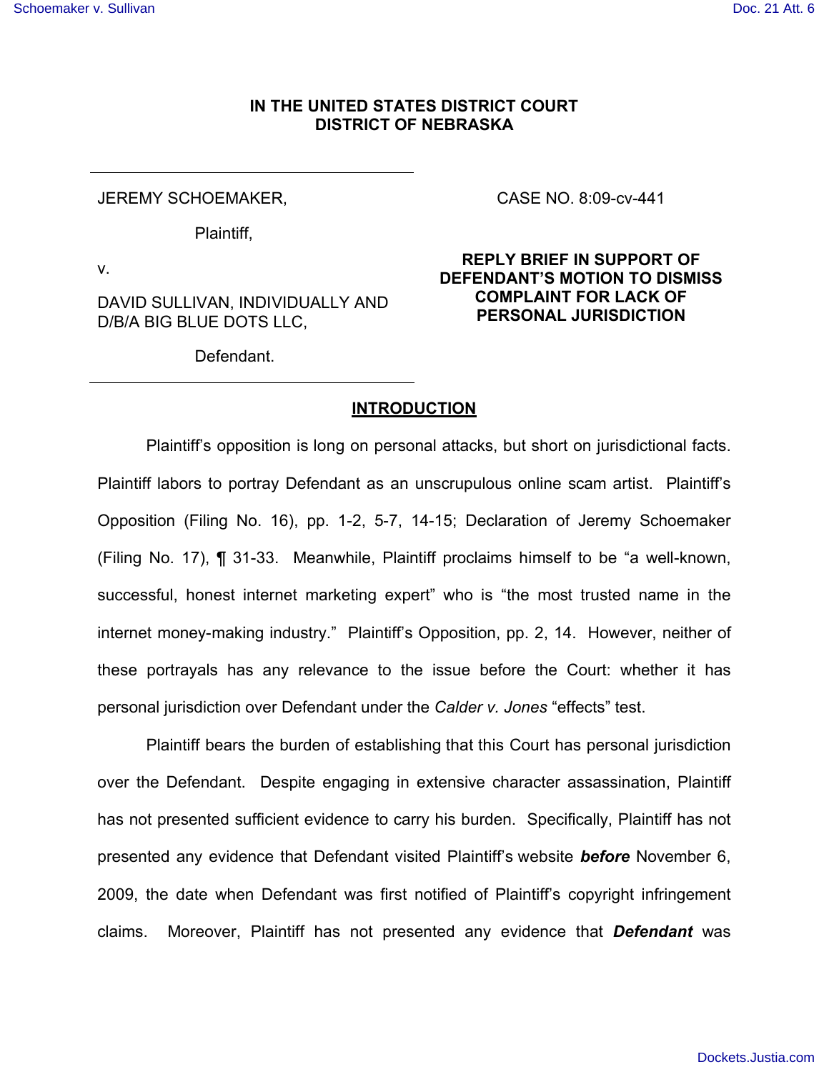**IN THE UNITED STATES DISTRICT COURT**
**DISTRICT OF NEBRASKA**

| | |
|---|---|
| JEREMY SCHOEMAKER,<br><br>Plaintiff,<br><br>v.<br><br>DAVID SULLIVAN, INDIVIDUALLY AND D/B/A BIG BLUE DOTS LLC,<br><br>Defendant. | CASE NO. 8:09-cv-441<br><br>**REPLY BRIEF IN SUPPORT OF DEFENDANT'S MOTION TO DISMISS COMPLAINT FOR LACK OF PERSONAL JURISDICTION** |

## <u>INTRODUCTION</u>

Plaintiff's opposition is long on personal attacks, but short on jurisdictional facts. Plaintiff labors to portray Defendant as an unscrupulous online scam artist. Plaintiff's Opposition (Filing No. 16), pp. 1-2, 5-7, 14-15; Declaration of Jeremy Schoemaker (Filing No. 17), ¶ 31-33. Meanwhile, Plaintiff proclaims himself to be "a well-known, successful, honest internet marketing expert" who is "the most trusted name in the internet money-making industry." Plaintiff's Opposition, pp. 2, 14. However, neither of these portrayals has any relevance to the issue before the Court: whether it has personal jurisdiction over Defendant under the *Calder v. Jones* "effects" test.

Plaintiff bears the burden of establishing that this Court has personal jurisdiction over the Defendant. Despite engaging in extensive character assassination, Plaintiff has not presented sufficient evidence to carry his burden. Specifically, Plaintiff has not presented any evidence that Defendant visited Plaintiff's website ***before*** November 6, 2009, the date when Defendant was first notified of Plaintiff's copyright infringement claims. Moreover, Plaintiff has not presented any evidence that ***Defendant*** was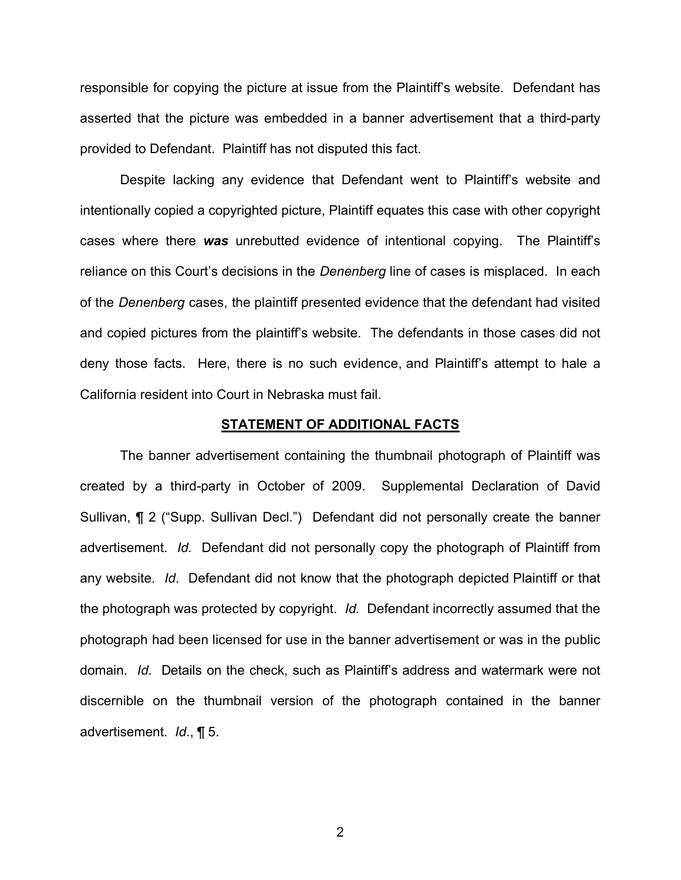responsible for copying the picture at issue from the Plaintiff's website. Defendant has asserted that the picture was embedded in a banner advertisement that a third-party provided to Defendant. Plaintiff has not disputed this fact.

Despite lacking any evidence that Defendant went to Plaintiff's website and intentionally copied a copyrighted picture, Plaintiff equates this case with other copyright cases where there ***was*** unrebutted evidence of intentional copying. The Plaintiff's reliance on this Court's decisions in the *Denenberg* line of cases is misplaced. In each of the *Denenberg* cases, the plaintiff presented evidence that the defendant had visited and copied pictures from the plaintiff's website. The defendants in those cases did not deny those facts. Here, there is no such evidence, and Plaintiff's attempt to hale a California resident into Court in Nebraska must fail.

## STATEMENT OF ADDITIONAL FACTS

The banner advertisement containing the thumbnail photograph of Plaintiff was created by a third-party in October of 2009. Supplemental Declaration of David Sullivan, ¶ 2 ("Supp. Sullivan Decl.") Defendant did not personally create the banner advertisement. *Id.* Defendant did not personally copy the photograph of Plaintiff from any website. *Id*. Defendant did not know that the photograph depicted Plaintiff or that the photograph was protected by copyright. *Id.* Defendant incorrectly assumed that the photograph had been licensed for use in the banner advertisement or was in the public domain. *Id*. Details on the check, such as Plaintiff's address and watermark were not discernible on the thumbnail version of the photograph contained in the banner advertisement. *Id*., ¶ 5.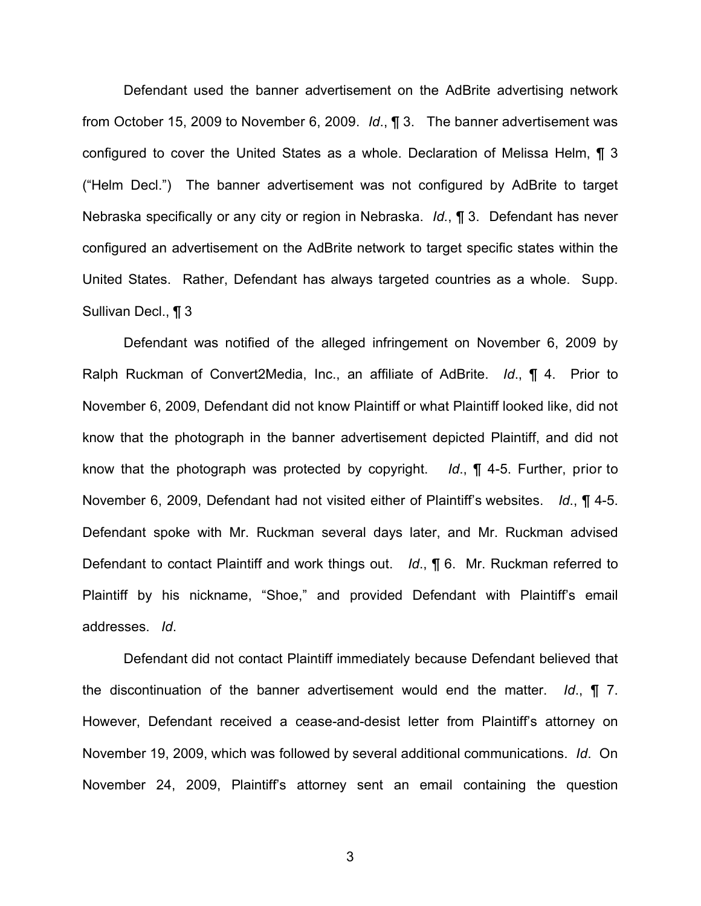Defendant used the banner advertisement on the AdBrite advertising network from October 15, 2009 to November 6, 2009. *Id*., ¶ 3. The banner advertisement was configured to cover the United States as a whole. Declaration of Melissa Helm, ¶ 3 ("Helm Decl.") The banner advertisement was not configured by AdBrite to target Nebraska specifically or any city or region in Nebraska. *Id.*, ¶ 3. Defendant has never configured an advertisement on the AdBrite network to target specific states within the United States. Rather, Defendant has always targeted countries as a whole. Supp. Sullivan Decl., ¶ 3

Defendant was notified of the alleged infringement on November 6, 2009 by Ralph Ruckman of Convert2Media, Inc., an affiliate of AdBrite. *Id*., ¶ 4. Prior to November 6, 2009, Defendant did not know Plaintiff or what Plaintiff looked like, did not know that the photograph in the banner advertisement depicted Plaintiff, and did not know that the photograph was protected by copyright. *Id*., ¶ 4-5. Further, prior to November 6, 2009, Defendant had not visited either of Plaintiff's websites. *Id*., ¶ 4-5. Defendant spoke with Mr. Ruckman several days later, and Mr. Ruckman advised Defendant to contact Plaintiff and work things out. *Id*., ¶ 6. Mr. Ruckman referred to Plaintiff by his nickname, "Shoe," and provided Defendant with Plaintiff's email addresses. *Id*.

Defendant did not contact Plaintiff immediately because Defendant believed that the discontinuation of the banner advertisement would end the matter. *Id*., ¶ 7. However, Defendant received a cease-and-desist letter from Plaintiff's attorney on November 19, 2009, which was followed by several additional communications. *Id*. On November 24, 2009, Plaintiff's attorney sent an email containing the question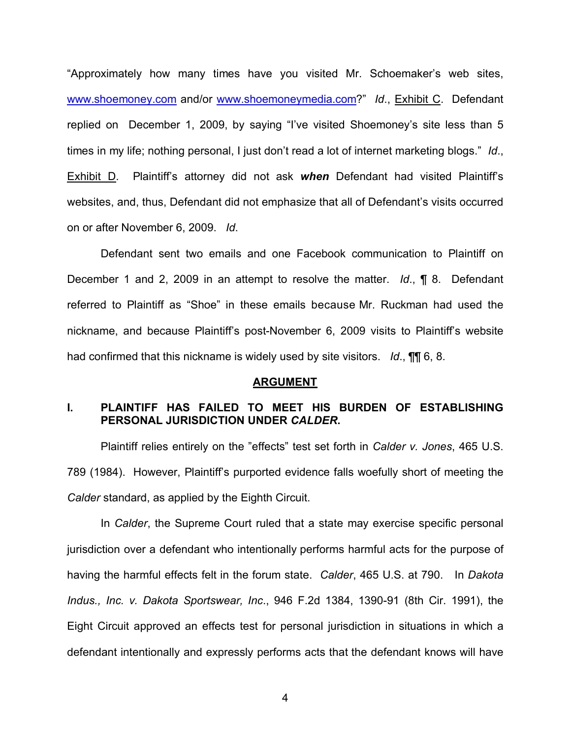"Approximately how many times have you visited Mr. Schoemaker's web sites, www.shoemoney.com and/or www.shoemoneymedia.com?" *Id*., Exhibit C. Defendant replied on December 1, 2009, by saying "I've visited Shoemoney's site less than 5 times in my life; nothing personal, I just don't read a lot of internet marketing blogs." *Id*., Exhibit D. Plaintiff's attorney did not ask ***when*** Defendant had visited Plaintiff's websites, and, thus, Defendant did not emphasize that all of Defendant's visits occurred on or after November 6, 2009. *Id*.

Defendant sent two emails and one Facebook communication to Plaintiff on December 1 and 2, 2009 in an attempt to resolve the matter. *Id*., ¶ 8. Defendant referred to Plaintiff as "Shoe" in these emails because Mr. Ruckman had used the nickname, and because Plaintiff's post-November 6, 2009 visits to Plaintiff's website had confirmed that this nickname is widely used by site visitors. *Id*., ¶¶ 6, 8.

## ARGUMENT

### I. PLAINTIFF HAS FAILED TO MEET HIS BURDEN OF ESTABLISHING PERSONAL JURISDICTION UNDER *CALDER*.

Plaintiff relies entirely on the "effects" test set forth in *Calder v. Jones*, 465 U.S. 789 (1984). However, Plaintiff's purported evidence falls woefully short of meeting the *Calder* standard, as applied by the Eighth Circuit.

In *Calder*, the Supreme Court ruled that a state may exercise specific personal jurisdiction over a defendant who intentionally performs harmful acts for the purpose of having the harmful effects felt in the forum state. *Calder*, 465 U.S. at 790. In *Dakota Indus., Inc. v. Dakota Sportswear, Inc*., 946 F.2d 1384, 1390-91 (8th Cir. 1991), the Eight Circuit approved an effects test for personal jurisdiction in situations in which a defendant intentionally and expressly performs acts that the defendant knows will have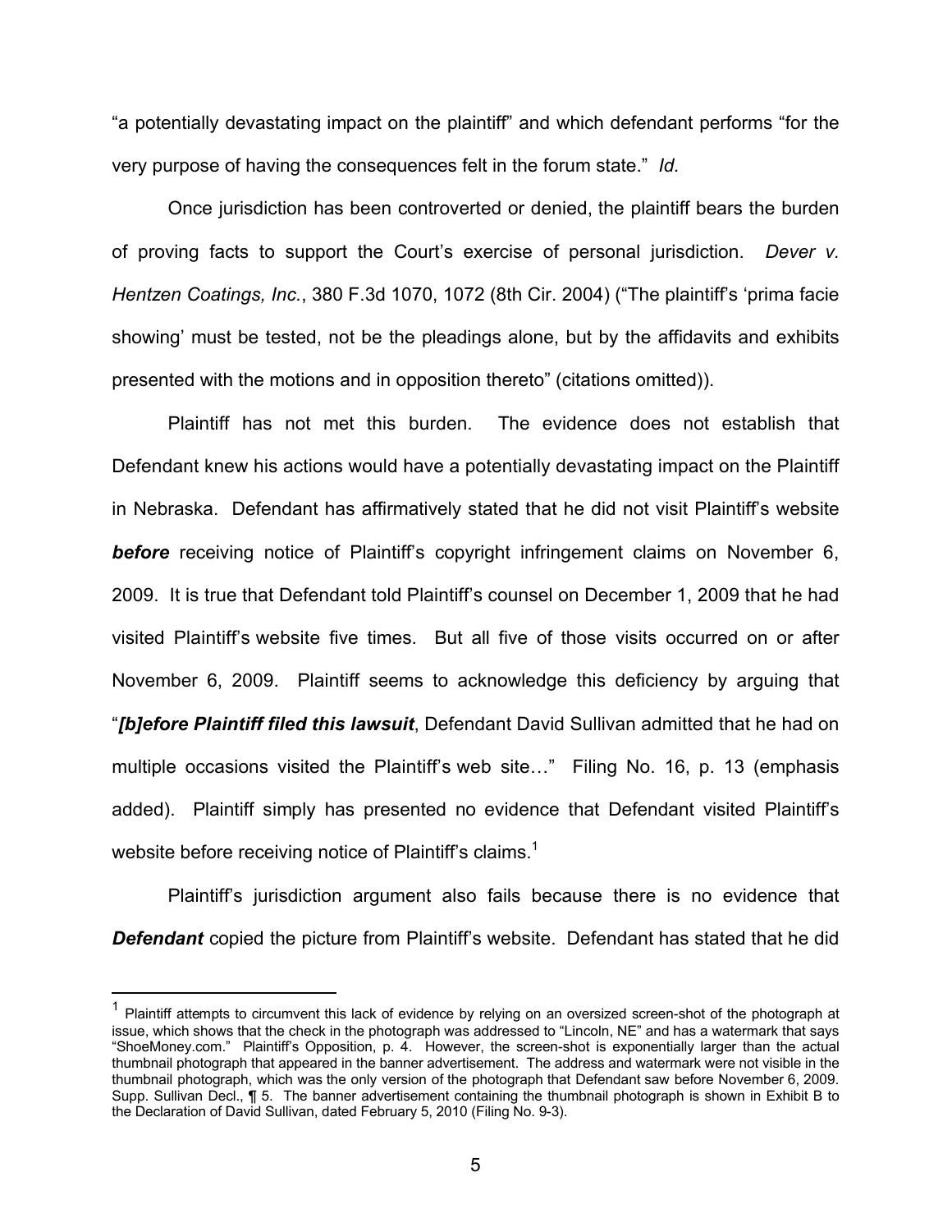"a potentially devastating impact on the plaintiff" and which defendant performs "for the very purpose of having the consequences felt in the forum state." *Id.*

Once jurisdiction has been controverted or denied, the plaintiff bears the burden of proving facts to support the Court's exercise of personal jurisdiction. *Dever v. Hentzen Coatings, Inc.*, 380 F.3d 1070, 1072 (8th Cir. 2004) ("The plaintiff's 'prima facie showing' must be tested, not be the pleadings alone, but by the affidavits and exhibits presented with the motions and in opposition thereto" (citations omitted)).

Plaintiff has not met this burden. The evidence does not establish that Defendant knew his actions would have a potentially devastating impact on the Plaintiff in Nebraska. Defendant has affirmatively stated that he did not visit Plaintiff's website ***before*** receiving notice of Plaintiff's copyright infringement claims on November 6, 2009. It is true that Defendant told Plaintiff's counsel on December 1, 2009 that he had visited Plaintiff's website five times. But all five of those visits occurred on or after November 6, 2009. Plaintiff seems to acknowledge this deficiency by arguing that "***[b]efore Plaintiff filed this lawsuit***, Defendant David Sullivan admitted that he had on multiple occasions visited the Plaintiff's web site…" Filing No. 16, p. 13 (emphasis added). Plaintiff simply has presented no evidence that Defendant visited Plaintiff's website before receiving notice of Plaintiff's claims.[1]

Plaintiff's jurisdiction argument also fails because there is no evidence that ***Defendant*** copied the picture from Plaintiff's website. Defendant has stated that he did

---

[1] Plaintiff attempts to circumvent this lack of evidence by relying on an oversized screen-shot of the photograph at issue, which shows that the check in the photograph was addressed to "Lincoln, NE" and has a watermark that says "ShoeMoney.com." Plaintiff's Opposition, p. 4. However, the screen-shot is exponentially larger than the actual thumbnail photograph that appeared in the banner advertisement. The address and watermark were not visible in the thumbnail photograph, which was the only version of the photograph that Defendant saw before November 6, 2009. Supp. Sullivan Decl., ¶ 5. The banner advertisement containing the thumbnail photograph is shown in Exhibit B to the Declaration of David Sullivan, dated February 5, 2010 (Filing No. 9-3).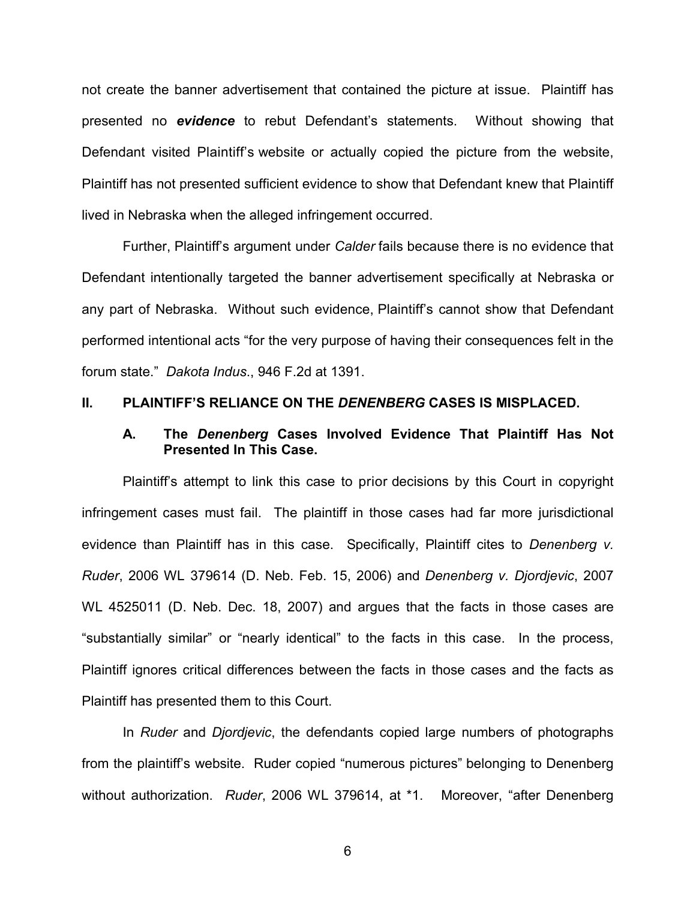not create the banner advertisement that contained the picture at issue. Plaintiff has presented no ***evidence*** to rebut Defendant's statements. Without showing that Defendant visited Plaintiff's website or actually copied the picture from the website, Plaintiff has not presented sufficient evidence to show that Defendant knew that Plaintiff lived in Nebraska when the alleged infringement occurred.

Further, Plaintiff's argument under *Calder* fails because there is no evidence that Defendant intentionally targeted the banner advertisement specifically at Nebraska or any part of Nebraska. Without such evidence, Plaintiff's cannot show that Defendant performed intentional acts "for the very purpose of having their consequences felt in the forum state." *Dakota Indus*., 946 F.2d at 1391.

## II. PLAINTIFF'S RELIANCE ON THE *DENENBERG* CASES IS MISPLACED.

### A. The *Denenberg* Cases Involved Evidence That Plaintiff Has Not Presented In This Case.

Plaintiff's attempt to link this case to prior decisions by this Court in copyright infringement cases must fail. The plaintiff in those cases had far more jurisdictional evidence than Plaintiff has in this case. Specifically, Plaintiff cites to *Denenberg v. Ruder*, 2006 WL 379614 (D. Neb. Feb. 15, 2006) and *Denenberg v. Djordjevic*, 2007 WL 4525011 (D. Neb. Dec. 18, 2007) and argues that the facts in those cases are "substantially similar" or "nearly identical" to the facts in this case. In the process, Plaintiff ignores critical differences between the facts in those cases and the facts as Plaintiff has presented them to this Court.

In *Ruder* and *Djordjevic*, the defendants copied large numbers of photographs from the plaintiff's website. Ruder copied "numerous pictures" belonging to Denenberg without authorization. *Ruder*, 2006 WL 379614, at *1. Moreover, "after Denenberg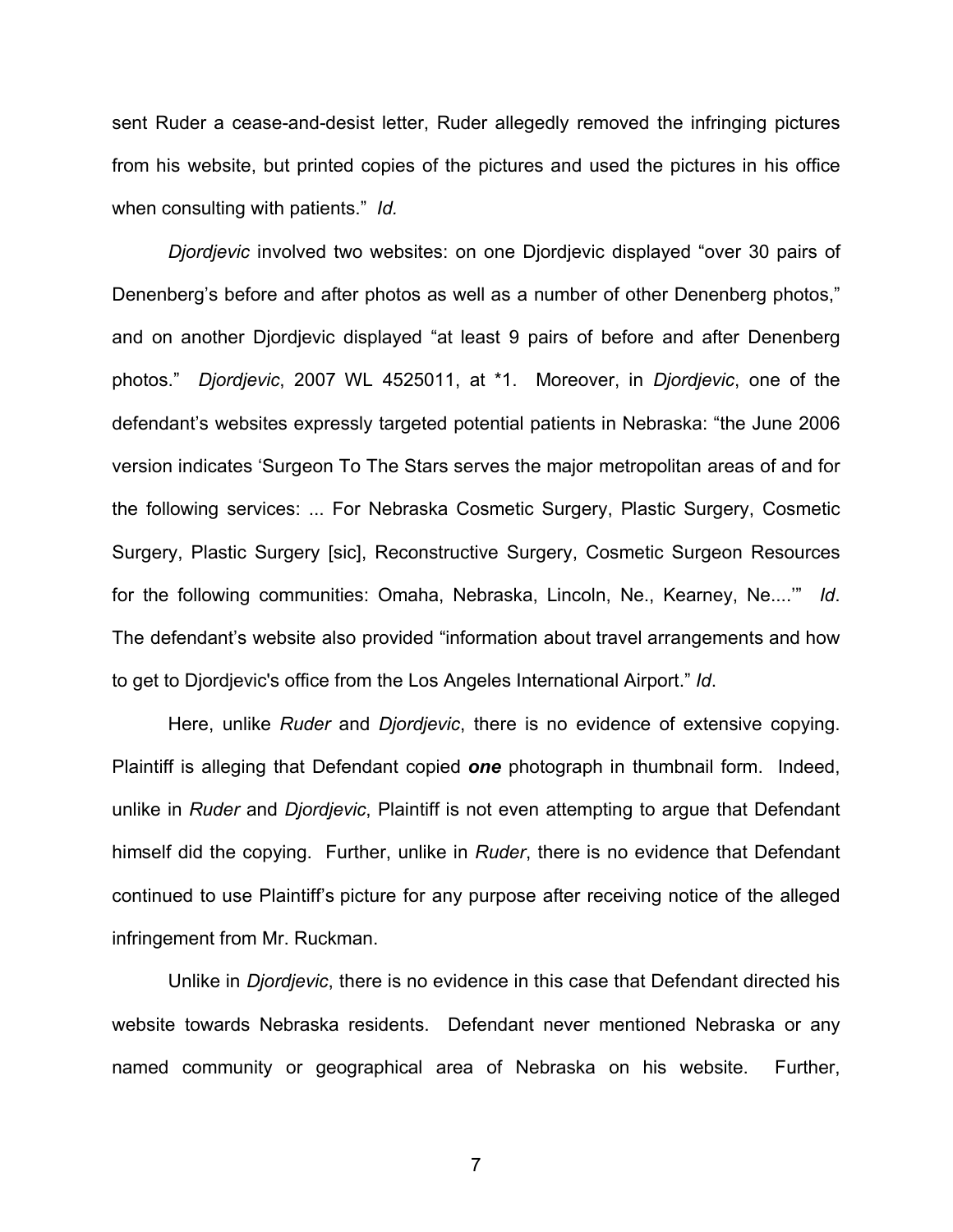sent Ruder a cease-and-desist letter, Ruder allegedly removed the infringing pictures from his website, but printed copies of the pictures and used the pictures in his office when consulting with patients." *Id.*

*Djordjevic* involved two websites: on one Djordjevic displayed "over 30 pairs of Denenberg's before and after photos as well as a number of other Denenberg photos," and on another Djordjevic displayed "at least 9 pairs of before and after Denenberg photos." *Djordjevic*, 2007 WL 4525011, at *1. Moreover, in *Djordjevic*, one of the defendant's websites expressly targeted potential patients in Nebraska: "the June 2006 version indicates 'Surgeon To The Stars serves the major metropolitan areas of and for the following services: ... For Nebraska Cosmetic Surgery, Plastic Surgery, Cosmetic Surgery, Plastic Surgery [sic], Reconstructive Surgery, Cosmetic Surgeon Resources for the following communities: Omaha, Nebraska, Lincoln, Ne., Kearney, Ne....'" *Id*. The defendant's website also provided "information about travel arrangements and how to get to Djordjevic's office from the Los Angeles International Airport." *Id*.

Here, unlike *Ruder* and *Djordjevic*, there is no evidence of extensive copying. Plaintiff is alleging that Defendant copied ***one*** photograph in thumbnail form. Indeed, unlike in *Ruder* and *Djordjevic*, Plaintiff is not even attempting to argue that Defendant himself did the copying. Further, unlike in *Ruder*, there is no evidence that Defendant continued to use Plaintiff's picture for any purpose after receiving notice of the alleged infringement from Mr. Ruckman.

Unlike in *Djordjevic*, there is no evidence in this case that Defendant directed his website towards Nebraska residents. Defendant never mentioned Nebraska or any named community or geographical area of Nebraska on his website. Further,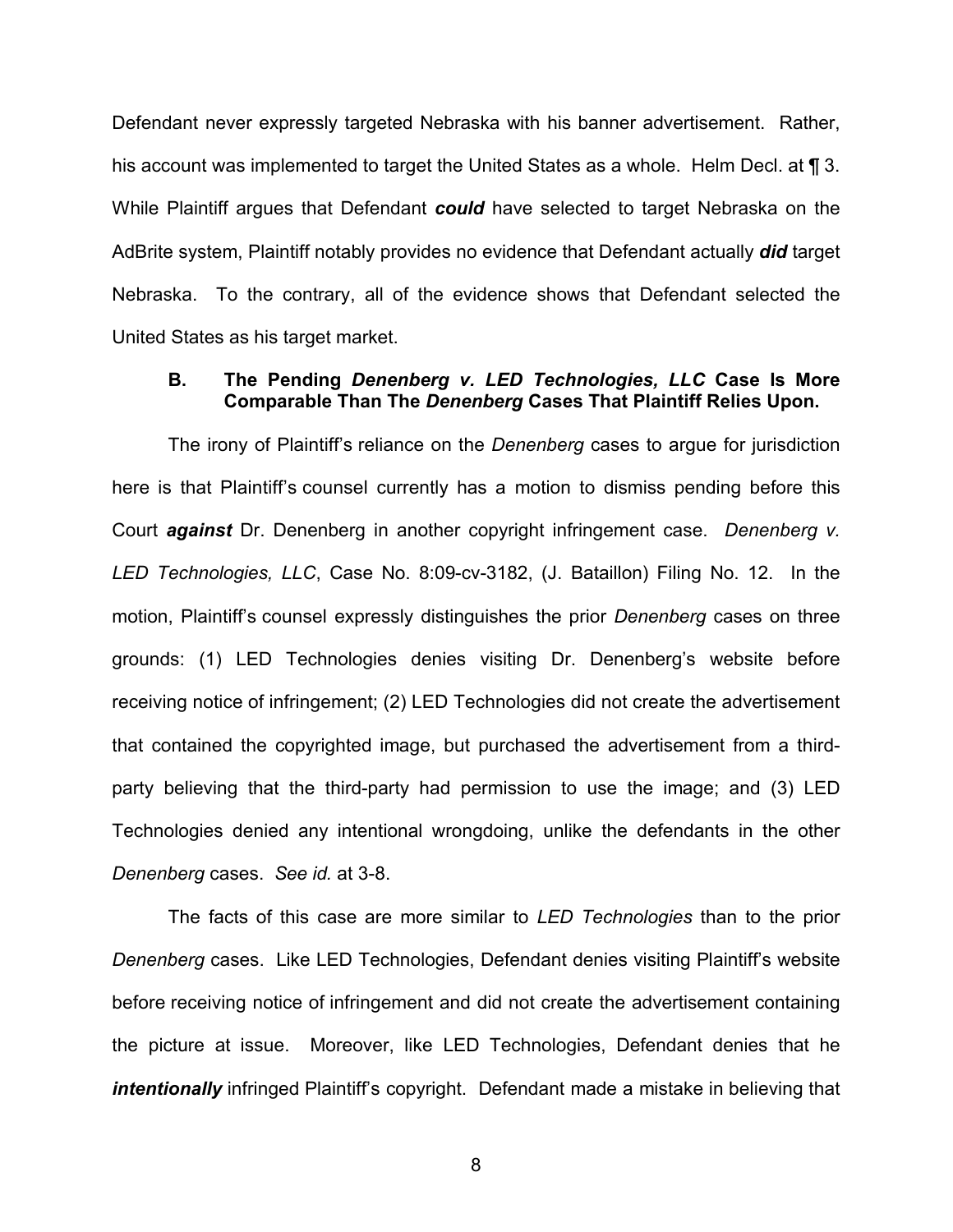Defendant never expressly targeted Nebraska with his banner advertisement. Rather, his account was implemented to target the United States as a whole. Helm Decl. at ¶ 3. While Plaintiff argues that Defendant ***could*** have selected to target Nebraska on the AdBrite system, Plaintiff notably provides no evidence that Defendant actually ***did*** target Nebraska. To the contrary, all of the evidence shows that Defendant selected the United States as his target market.

### B. The Pending *Denenberg v. LED Technologies, LLC* Case Is More Comparable Than The *Denenberg* Cases That Plaintiff Relies Upon.

The irony of Plaintiff's reliance on the *Denenberg* cases to argue for jurisdiction here is that Plaintiff's counsel currently has a motion to dismiss pending before this Court ***against*** Dr. Denenberg in another copyright infringement case. *Denenberg v. LED Technologies, LLC*, Case No. 8:09-cv-3182, (J. Bataillon) Filing No. 12. In the motion, Plaintiff's counsel expressly distinguishes the prior *Denenberg* cases on three grounds: (1) LED Technologies denies visiting Dr. Denenberg's website before receiving notice of infringement; (2) LED Technologies did not create the advertisement that contained the copyrighted image, but purchased the advertisement from a third-party believing that the third-party had permission to use the image; and (3) LED Technologies denied any intentional wrongdoing, unlike the defendants in the other *Denenberg* cases. *See id.* at 3-8.

The facts of this case are more similar to *LED Technologies* than to the prior *Denenberg* cases. Like LED Technologies, Defendant denies visiting Plaintiff's website before receiving notice of infringement and did not create the advertisement containing the picture at issue. Moreover, like LED Technologies, Defendant denies that he ***intentionally*** infringed Plaintiff's copyright. Defendant made a mistake in believing that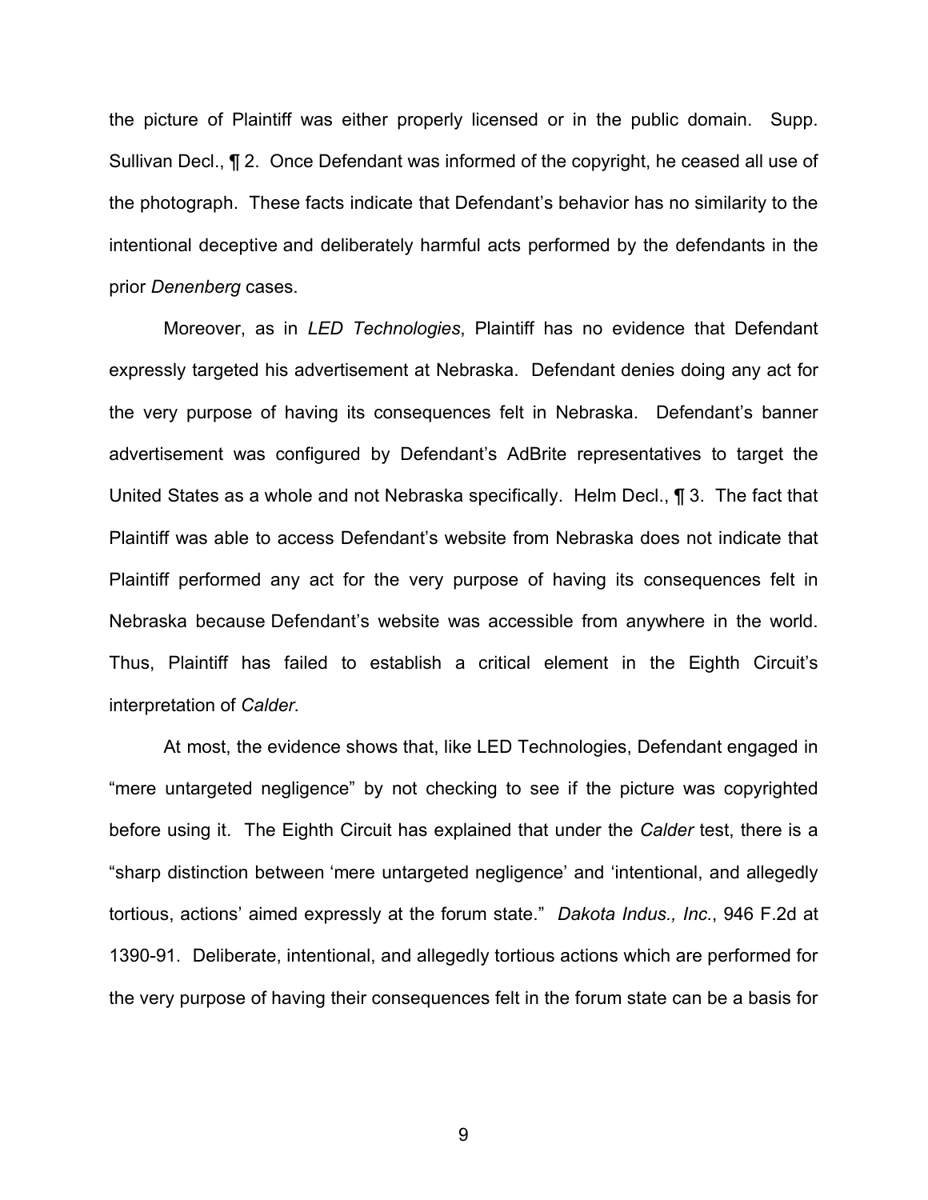the picture of Plaintiff was either properly licensed or in the public domain. Supp. Sullivan Decl., ¶ 2. Once Defendant was informed of the copyright, he ceased all use of the photograph. These facts indicate that Defendant's behavior has no similarity to the intentional deceptive and deliberately harmful acts performed by the defendants in the prior *Denenberg* cases.

Moreover, as in *LED Technologies*, Plaintiff has no evidence that Defendant expressly targeted his advertisement at Nebraska. Defendant denies doing any act for the very purpose of having its consequences felt in Nebraska. Defendant's banner advertisement was configured by Defendant's AdBrite representatives to target the United States as a whole and not Nebraska specifically. Helm Decl., ¶ 3. The fact that Plaintiff was able to access Defendant's website from Nebraska does not indicate that Plaintiff performed any act for the very purpose of having its consequences felt in Nebraska because Defendant's website was accessible from anywhere in the world. Thus, Plaintiff has failed to establish a critical element in the Eighth Circuit's interpretation of *Calder*.

At most, the evidence shows that, like LED Technologies, Defendant engaged in "mere untargeted negligence" by not checking to see if the picture was copyrighted before using it. The Eighth Circuit has explained that under the *Calder* test, there is a "sharp distinction between 'mere untargeted negligence' and 'intentional, and allegedly tortious, actions' aimed expressly at the forum state." *Dakota Indus., Inc.*, 946 F.2d at 1390-91. Deliberate, intentional, and allegedly tortious actions which are performed for the very purpose of having their consequences felt in the forum state can be a basis for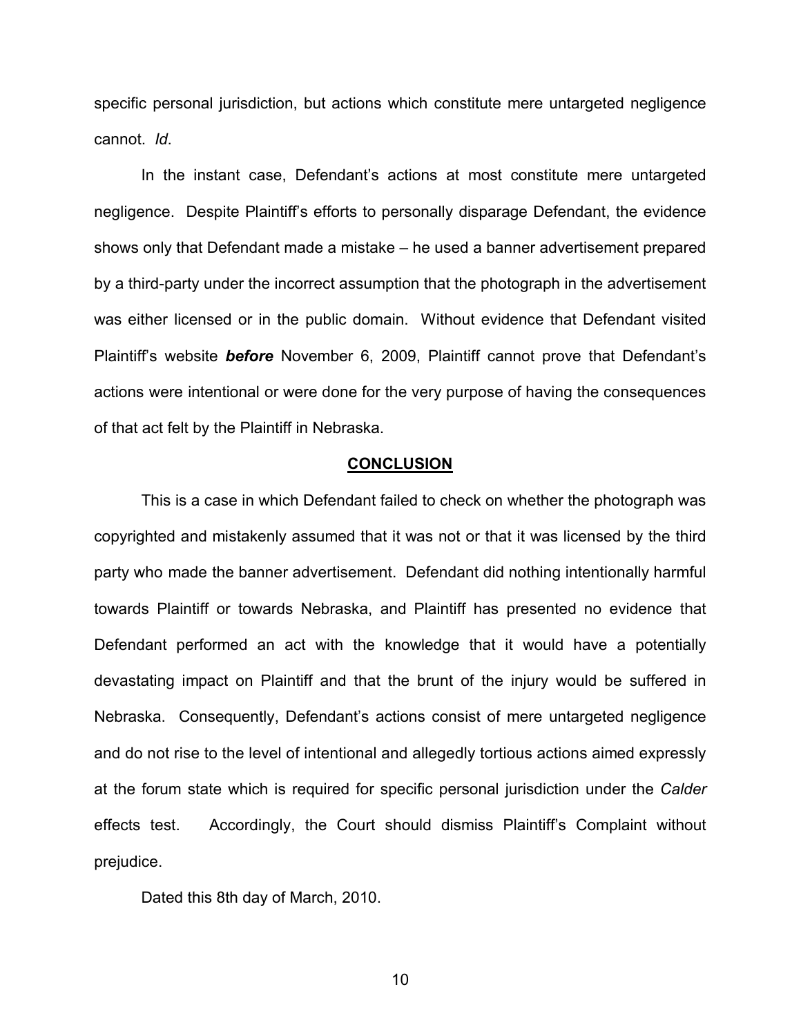specific personal jurisdiction, but actions which constitute mere untargeted negligence cannot. *Id*.

In the instant case, Defendant's actions at most constitute mere untargeted negligence. Despite Plaintiff's efforts to personally disparage Defendant, the evidence shows only that Defendant made a mistake – he used a banner advertisement prepared by a third-party under the incorrect assumption that the photograph in the advertisement was either licensed or in the public domain. Without evidence that Defendant visited Plaintiff's website ***before*** November 6, 2009, Plaintiff cannot prove that Defendant's actions were intentional or were done for the very purpose of having the consequences of that act felt by the Plaintiff in Nebraska.

## CONCLUSION

This is a case in which Defendant failed to check on whether the photograph was copyrighted and mistakenly assumed that it was not or that it was licensed by the third party who made the banner advertisement. Defendant did nothing intentionally harmful towards Plaintiff or towards Nebraska, and Plaintiff has presented no evidence that Defendant performed an act with the knowledge that it would have a potentially devastating impact on Plaintiff and that the brunt of the injury would be suffered in Nebraska. Consequently, Defendant's actions consist of mere untargeted negligence and do not rise to the level of intentional and allegedly tortious actions aimed expressly at the forum state which is required for specific personal jurisdiction under the *Calder* effects test. Accordingly, the Court should dismiss Plaintiff's Complaint without prejudice.

Dated this 8th day of March, 2010.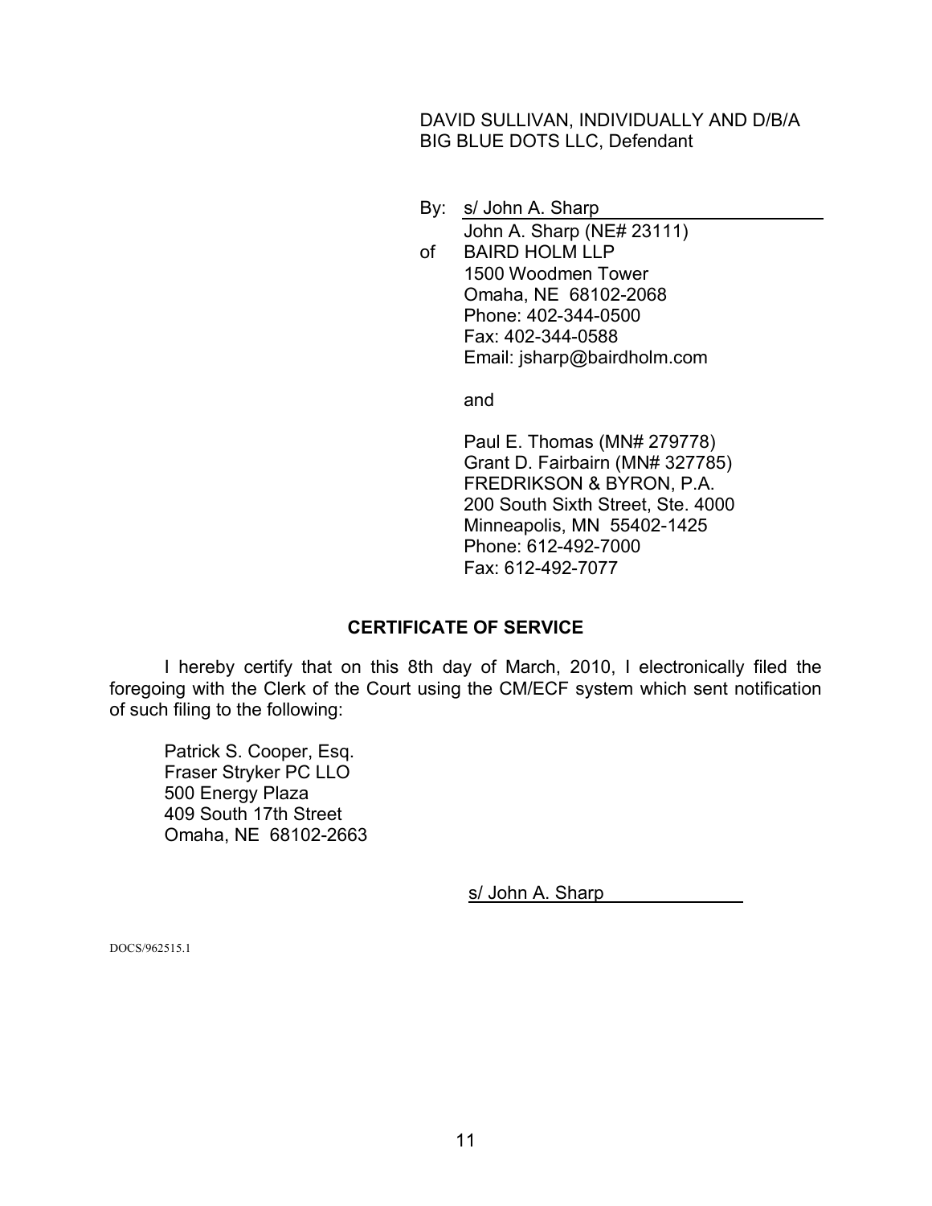DAVID SULLIVAN, INDIVIDUALLY AND D/B/A
BIG BLUE DOTS LLC, Defendant

By: s/ John A. Sharp
John A. Sharp (NE# 23111)
of BAIRD HOLM LLP
1500 Woodmen Tower
Omaha, NE 68102-2068
Phone: 402-344-0500
Fax: 402-344-0588
Email: jsharp@bairdholm.com

and

Paul E. Thomas (MN# 279778)
Grant D. Fairbairn (MN# 327785)
FREDRIKSON & BYRON, P.A.
200 South Sixth Street, Ste. 4000
Minneapolis, MN 55402-1425
Phone: 612-492-7000
Fax: 612-492-7077

**CERTIFICATE OF SERVICE**

I hereby certify that on this 8th day of March, 2010, I electronically filed the foregoing with the Clerk of the Court using the CM/ECF system which sent notification of such filing to the following:

Patrick S. Cooper, Esq.
Fraser Stryker PC LLO
500 Energy Plaza
409 South 17th Street
Omaha, NE 68102-2663

s/ John A. Sharp

DOCS/962515.1